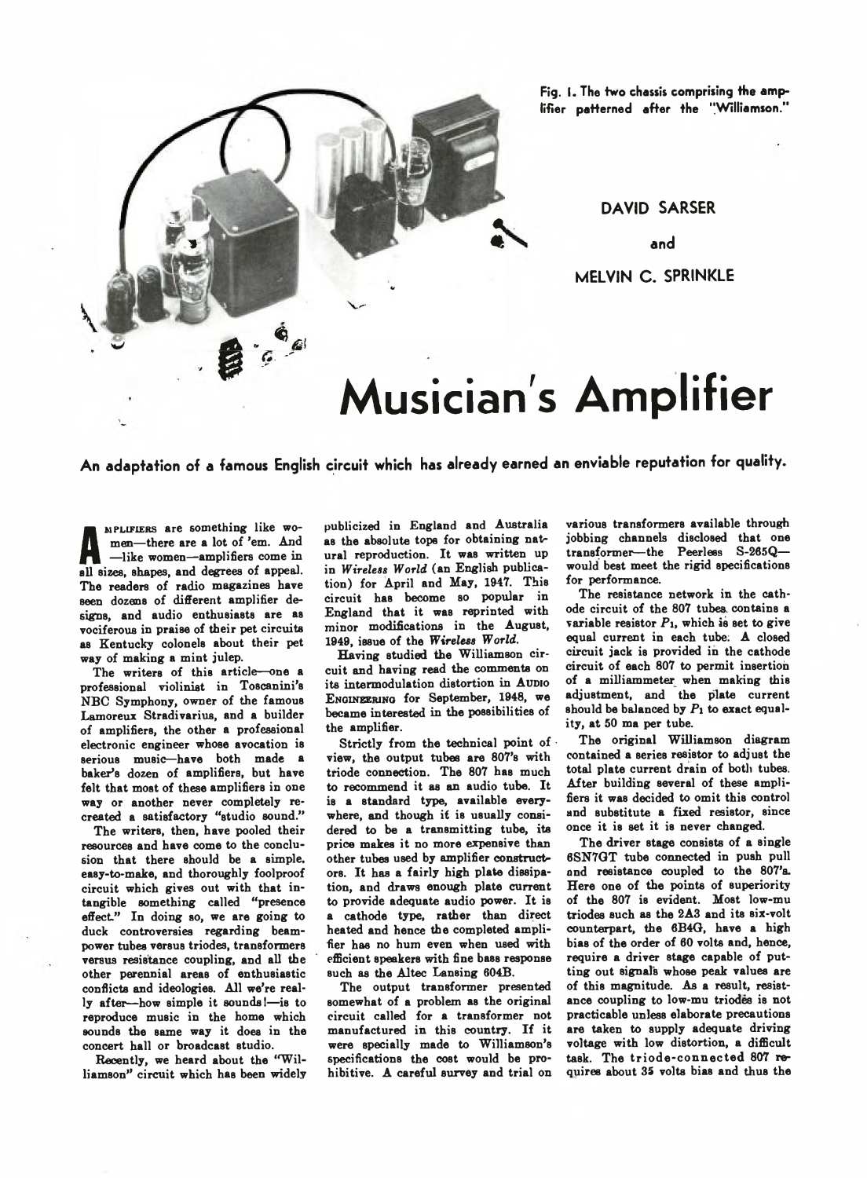Fig. 1. The two chassis comprising the amplifier patterned after the "Williamson."

DAVID SARSER

and

MELVIN C. SPRINKLE

# Musician's Amplifier

**An adaptation of a famous English circuit which has already earned an enviable reputation for quality.**

AMPLIFIERS are something like women—there are a lot of 'em. And—like women—amplifiers come in all sizes, shapes, and degrees of appeal. The readers of radio magazines have seen dozens of different amplifier designs, and audio enthusiasts are as vociferous in praise of their pet circuits as Kentucky colonels about their pet way of making a mint julep.

The writers of this article—one a professional violinist in Toscanini's NBC Symphony, owner of the famous Lamoreux Stradivarius, and a builder of amplifiers, the other a professional electronic engineer whose avocation is serious music—have both made a baker's dozen of amplifiers, but have felt that most of these amplifiers in one way or another never completely recreated a satisfactory "studio sound."

The writers, then, have pooled their resources and have come to the conclusion that there should be a simple, easy-to-make, and thoroughly foolproof circuit which gives out with that intangible something called "presence effect." In doing so, we are going to duck controversies regarding beam-power tubes versus triodes, transformers versus resistance coupling, and all the other perennial areas of enthusiastic conflicts and ideologies. All we're really after—how simple it sounds!—is to reproduce music in the home which sounds the same way it does in the concert hall or broadcast studio.

Recently, we heard about the "Williamson" circuit which has been widely publicized in England and Australia as the absolute tops for obtaining natural reproduction. It was written up in *Wireless World* (an English publication) for April and May, 1947. This circuit has become so popular in England that it was reprinted with minor modifications in the August, 1949, issue of the *Wireless World*.

Having studied the Williamson circuit and having read the comments on its intermodulation distortion in AUDIO ENGINEERING for September, 1948, we became interested in the possibilities of the amplifier.

Strictly from the technical point of view, the output tubes are 807's with triode connection. The 807 has much to recommend it as an audio tube. It is a standard type, available everywhere, and though it is usually considered to be a transmitting tube, its price makes it no more expensive than other tubes used by amplifier constructors. It has a fairly high plate dissipation, and draws enough plate current to provide adequate audio power. It is a cathode type, rather than direct heated and hence the completed amplifier has no hum even when used with efficient speakers with fine bass response such as the Altec Lansing 604B.

The output transformer presented somewhat of a problem as the original circuit called for a transformer not manufactured in this country. If it were specially made to Williamson's specifications the cost would be prohibitive. A careful survey and trial on various transformers available through jobbing channels disclosed that one transformer—the Peerless S-265Q—would best meet the rigid specifications for performance.

The resistance network in the cathode circuit of the 807 tubes contains a variable resistor $P_1$, which is set to give equal current in each tube. A closed circuit jack is provided in the cathode circuit of each 807 to permit insertion of a milliammeter when making this adjustment, and the plate current should be balanced by $P_1$ to exact equality, at 50 ma per tube.

The original Williamson diagram contained a series resistor to adjust the total plate current drain of both tubes. After building several of these amplifiers it was decided to omit this control and substitute a fixed resistor, since once it is set it is never changed.

The driver stage consists of a single 6SN7GT tube connected in push pull and resistance coupled to the 807's. Here one of the points of superiority of the 807 is evident. Most low-mu triodes such as the 2A3 and its six-volt counterpart, the 6B4G, have a high bias of the order of 60 volts and, hence, require a driver stage capable of putting out signals whose peak values are of this magnitude. As a result, resistance coupling to low-mu triodes is not practicable unless elaborate precautions are taken to supply adequate driving voltage with low distortion, a difficult task. The triode-connected 807 requires about 35 volts bias and thus the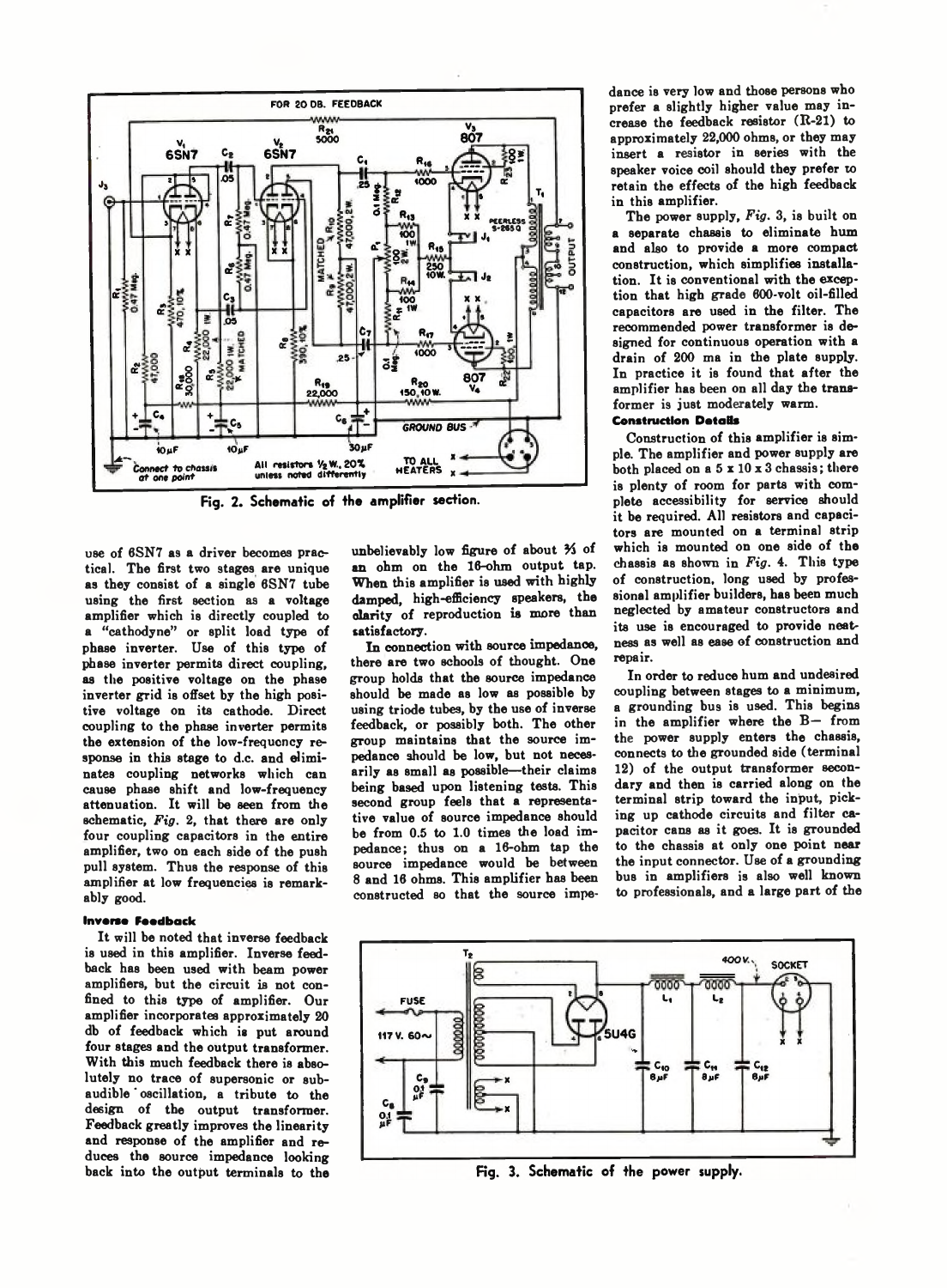Fig. 2. Schematic of the amplifier section.

use of 6SN7 as a driver becomes practical. The first two stages are unique as they consist of a single 6SN7 tube using the first section as a voltage amplifier which is directly coupled to a "cathodyne" or split load type of phase inverter. Use of this type of phase inverter permits direct coupling, as the positive voltage on the phase inverter grid is offset by the high positive voltage on its cathode. Direct coupling to the phase inverter permits the extension of the low-frequency response in this stage to d.c. and eliminates coupling networks which can cause phase shift and low-frequency attenuation. It will be seen from the schematic, *Fig.* 2, that there are only four coupling capacitors in the entire amplifier, two on each side of the push pull system. Thus the response of this amplifier at low frequencies is remarkably good.

**Inverse Feedback**

It will be noted that inverse feedback is used in this amplifier. Inverse feedback has been used with beam power amplifiers, but the circuit is not confined to this type of amplifier. Our amplifier incorporates approximately 20 db of feedback which is put around four stages and the output transformer. With this much feedback there is absolutely no trace of supersonic or subaudible oscillation, a tribute to the design of the output transformer. Feedback greatly improves the linearity and response of the amplifier and reduces the source impedance looking back into the output terminals to the unbelievably low figure of about ⅔ of an ohm on the 16-ohm output tap. When this amplifier is used with highly damped, high-efficiency speakers, the clarity of reproduction is more than satisfactory.

In connection with source impedance, there are two schools of thought. One group holds that the source impedance should be made as low as possible by using triode tubes, by the use of inverse feedback, or possibly both. The other group maintains that the source impedance should be low, but not necessarily as small as possible—their claims being based upon listening tests. This second group feels that a representative value of source impedance should be from 0.5 to 1.0 times the load impedance; thus on a 16-ohm tap the source impedance would be between 8 and 16 ohms. This amplifier has been constructed so that the source impedance is very low and those persons who prefer a slightly higher value may increase the feedback resistor (R-21) to approximately 22,000 ohms, or they may insert a resistor in series with the speaker voice coil should they prefer to retain the effects of the high feedback in this amplifier.

The power supply, *Fig.* 3, is built on a separate chassis to eliminate hum and also to provide a more compact construction, which simplifies installation. It is conventional with the exception that high grade 600-volt oil-filled capacitors are used in the filter. The recommended power transformer is designed for continuous operation with a drain of 200 ma in the plate supply. In practice it is found that after the amplifier has been on all day the transformer is just moderately warm.

**Construction Details**

Construction of this amplifier is simple. The amplifier and power supply are both placed on a 5 x 10 x 3 chassis; there is plenty of room for parts with complete accessibility for service should it be required. All resistors and capacitors are mounted on a terminal strip which is mounted on one side of the chassis as shown in *Fig.* 4. This type of construction, long used by professional amplifier builders, has been much neglected by amateur constructors and its use is encouraged to provide neatness as well as ease of construction and repair.

In order to reduce hum and undesired coupling between stages to a minimum, a grounding bus is used. This begins in the amplifier where the B— from the power supply enters the chassis, connects to the grounded side (terminal 12) of the output transformer secondary and then is carried along on the terminal strip toward the input, picking up cathode circuits and filter capacitor cans as it goes. It is grounded to the chassis at only one point near the input connector. Use of a grounding bus in amplifiers is also well known to professionals, and a large part of the

Fig. 3. Schematic of the power supply.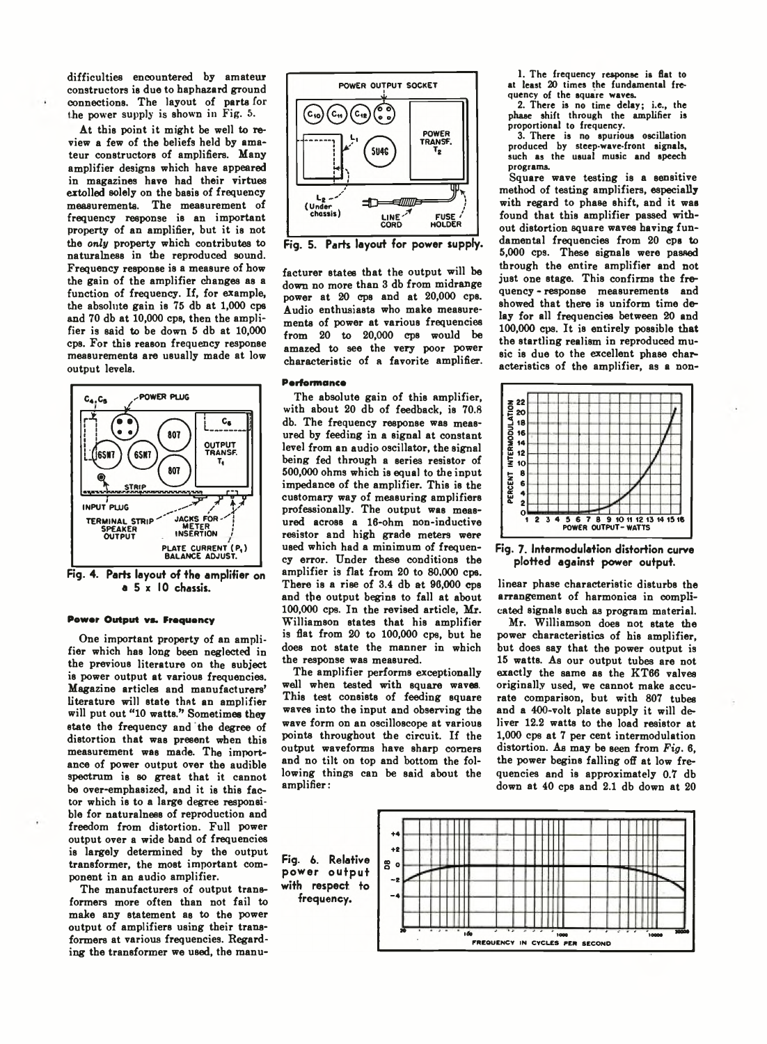difficulties encountered by amateur constructors is due to haphazard ground connections. The layout of parts for the power supply is shown in Fig. 5.

At this point it might be well to review a few of the beliefs held by amateur constructors of amplifiers. Many amplifier designs which have appeared in magazines have had their virtues extolled solely on the basis of frequency measurements. The measurement of frequency response is an important property of an amplifier, but it is not the *only* property which contributes to naturalness in the reproduced sound. Frequency response is a measure of how the gain of the amplifier changes as a function of frequency. If, for example, the absolute gain is 75 db at 1,000 cps and 70 db at 10,000 cps, then the amplifier is said to be down 5 db at 10,000 cps. For this reason frequency response measurements are usually made at low output levels.

Fig. 4. Parts layout of the amplifier on a 5 x 10 chassis.

#### Power Output vs. Frequency

One important property of an amplifier which has long been neglected in the previous literature on the subject is power output at various frequencies. Magazine articles and manufacturers' literature will state that an amplifier will put out "10 watts." Sometimes they state the frequency and the degree of distortion that was present when this measurement was made. The importance of power output over the audible spectrum is so great that it cannot be over-emphasized, and it is this factor which is to a large degree responsible for naturalness of reproduction and freedom from distortion. Full power output over a wide band of frequencies is largely determined by the output transformer, the most important component in an audio amplifier.

The manufacturers of output transformers more often than not fail to make any statement as to the power output of amplifiers using their transformers at various frequencies. Regarding the transformer we used, the manufacturer states that the output will be down no more than 3 db from midrange power at 20 cps and at 20,000 cps. Audio enthusiasts who make measurements of power at various frequencies from 20 to 20,000 cps would be amazed to see the very poor power characteristic of a favorite amplifier.

Fig. 5. Parts layout for power supply.

#### Performance

The absolute gain of this amplifier, with about 20 db of feedback, is 70.8 db. The frequency response was measured by feeding in a signal at constant level from an audio oscillator, the signal being fed through a series resistor of 500,000 ohms which is equal to the input impedance of the amplifier. This is the customary way of measuring amplifiers professionally. The output was measured across a 16-ohm non-inductive resistor and high grade meters were used which had a minimum of frequency error. Under these conditions the amplifier is flat from 20 to 80,000 cps. There is a rise of 3.4 db at 96,000 cps and the output begins to fall at about 100,000 cps. In the revised article, Mr. Williamson states that his amplifier is flat from 20 to 100,000 cps, but he does not state the manner in which the response was measured.

The amplifier performs exceptionally well when tested with square waves. This test consists of feeding square waves into the input and observing the wave form on an oscilloscope at various points throughout the circuit. If the output waveforms have sharp corners and no tilt on top and bottom the following things can be said about the amplifier:

1. The frequency response is flat to at least 20 times the fundamental frequency of the square waves.
2. There is no time delay; i.e., the phase shift through the amplifier is proportional to frequency.
3. There is no spurious oscillation produced by steep-wave-front signals, such as the usual music and speech programs.

Square wave testing is a sensitive method of testing amplifiers, especially with regard to phase shift, and it was found that this amplifier passed without distortion square waves having fundamental frequencies from 20 cps to 5,000 cps. These signals were passed through the entire amplifier and not just one stage. This confirms the frequency-response measurements and showed that there is uniform time delay for all frequencies between 20 and 100,000 cps. It is entirely possible that the startling realism in reproduced music is due to the excellent phase characteristics of the amplifier, as a non-linear phase characteristic disturbs the arrangement of harmonics in complicated signals such as program material.

Fig. 7. Intermodulation distortion curve plotted against power output.

Mr. Williamson does not state the power characteristics of his amplifier, but does say that the power output is 15 watts. As our output tubes are not exactly the same as the KT66 valves originally used, we cannot make accurate comparison, but with 807 tubes and a 400-volt plate supply it will deliver 12.2 watts to the load resistor at 1,000 cps at 7 per cent intermodulation distortion. As may be seen from *Fig.* 6, the power begins falling off at low frequencies and is approximately 0.7 db down at 40 cps and 2.1 db down at 20

Fig. 6. Relative power output with respect to frequency.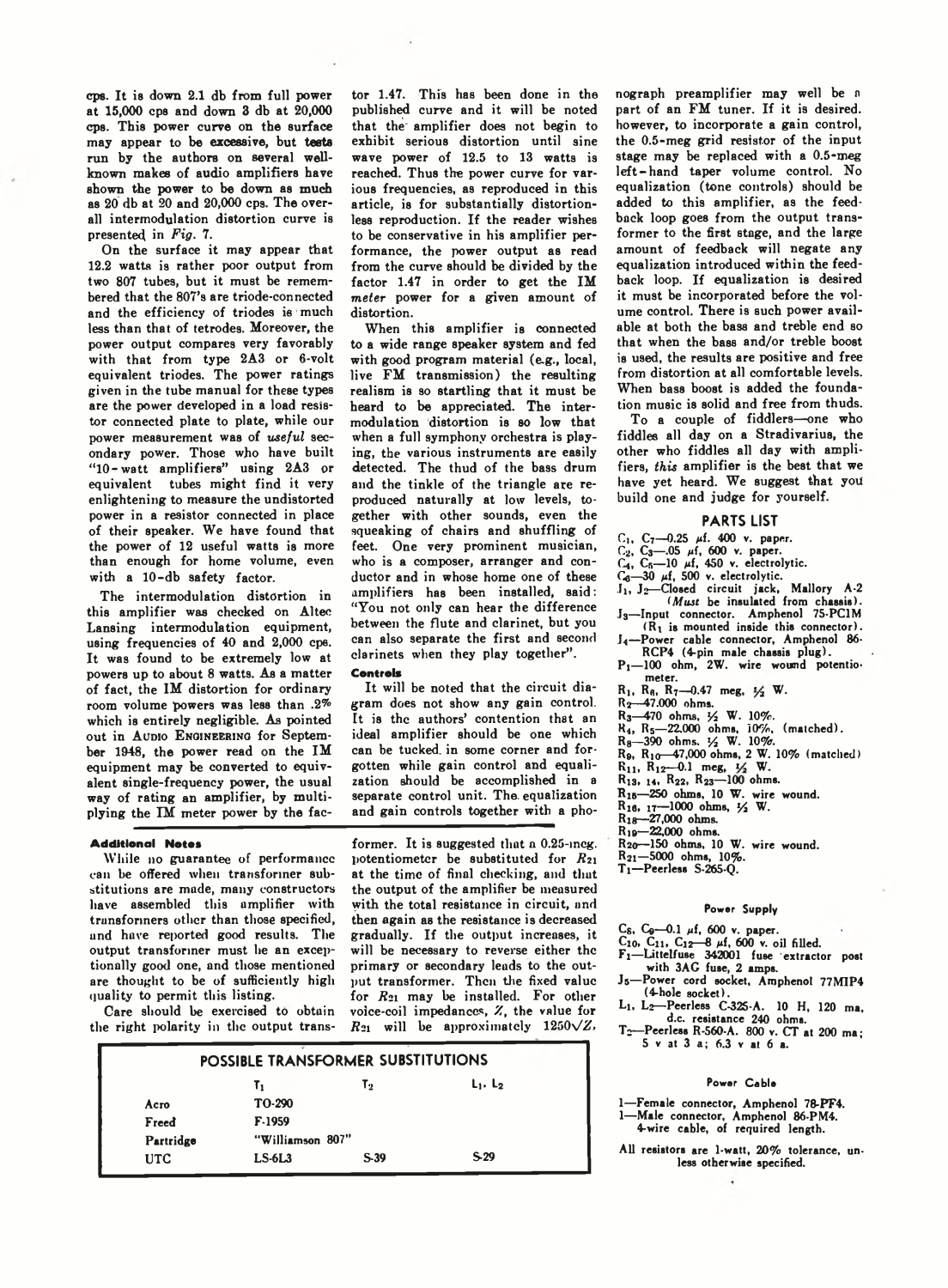cps. It is down 2.1 db from full power at 15,000 cps and down 3 db at 20,000 cps. This power curve on the surface may appear to be excessive, but tests run by the authors on several well-known makes of audio amplifiers have shown the power to be down as much as 20 db at 20 and 20,000 cps. The overall intermodulation distortion curve is presented in *Fig. 7*.

On the surface it may appear that 12.2 watts is rather poor output from two 807 tubes, but it must be remembered that the 807's are triode-connected and the efficiency of triodes is much less than that of tetrodes. Moreover, the power output compares very favorably with that from type 2A3 or 6-volt equivalent triodes. The power ratings given in the tube manual for these types are the power developed in a load resistor connected plate to plate, while our power measurement was of *useful* secondary power. Those who have built "10-watt amplifiers" using 2A3 or equivalent tubes might find it very enlightening to measure the undistorted power in a resistor connected in place of their speaker. We have found that the power of 12 useful watts is more than enough for home volume, even with a 10-db safety factor.

The intermodulation distortion in this amplifier was checked on Altec Lansing intermodulation equipment, using frequencies of 40 and 2,000 cps. It was found to be extremely low at powers up to about 8 watts. As a matter of fact, the IM distortion for ordinary room volume powers was less than .2% which is entirely negligible. As pointed out in AUDIO ENGINEERING for September 1948, the power read on the IM equipment may be converted to equivalent single-frequency power, the usual way of rating an amplifier, by multiplying the IM meter power by the factor 1.47. This has been done in the published curve and it will be noted that the amplifier does not begin to exhibit serious distortion until sine wave power of 12.5 to 13 watts is reached. Thus the power curve for various frequencies, as reproduced in this article, is for substantially distortionless reproduction. If the reader wishes to be conservative in his amplifier performance, the power output as read from the curve should be divided by the factor 1.47 in order to get the IM *meter* power for a given amount of distortion.

When this amplifier is connected to a wide range speaker system and fed with good program material (e.g., local, live FM transmission) the resulting realism is so startling that it must be heard to be appreciated. The intermodulation distortion is so low that when a full symphony orchestra is playing, the various instruments are easily detected. The thud of the bass drum and the tinkle of the triangle are reproduced naturally at low levels, together with other sounds, even the squeaking of chairs and shuffling of feet. One very prominent musician, who is a composer, arranger and conductor and in whose home one of these amplifiers has been installed, said: "You not only can hear the difference between the flute and clarinet, but you can also separate the first and second clarinets when they play together".

### Controls

It will be noted that the circuit diagram does not show any gain control. It is the authors' contention that an ideal amplifier should be one which can be tucked in some corner and forgotten while gain control and equalization should be accomplished in a separate control unit. The equalization and gain controls together with a phonograph preamplifier may well be a part of an FM tuner. If it is desired, however, to incorporate a gain control, the 0.5-meg grid resistor of the input stage may be replaced with a 0.5-meg left-hand taper volume control. No equalization (tone controls) should be added to this amplifier, as the feedback loop goes from the output transformer to the first stage, and the large amount of feedback will negate any equalization introduced within the feedback loop. If equalization is desired it must be incorporated before the volume control. There is such power available at both the bass and treble end so that when the bass and/or treble boost is used, the results are positive and free from distortion at all comfortable levels. When bass boost is added the foundation music is solid and free from thuds.

To a couple of fiddlers—one who fiddles all day on a Stradivarius, the other who fiddles all day with amplifiers, *this* amplifier is the best that we have yet heard. We suggest that you build one and judge for yourself.

### Additional Notes

While no guarantee of performance can be offered when transformer substitutions are made, many constructors have assembled this amplifier with transformers other than those specified, and have reported good results. The output transformer must be an exceptionally good one, and those mentioned are thought to be of sufficiently high quality to permit this listing.

Care should be exercised to obtain the right polarity in the output transformer. It is suggested that a 0.25-meg. potentiometer be substituted for $R_{21}$ at the time of final checking, and that the output of the amplifier be measured with the total resistance in circuit, and then again as the resistance is decreased gradually. If the output increases, it will be necessary to reverse either the primary or secondary leads to the output transformer. Then the fixed value for $R_{21}$ may be installed. For other voice-coil impedances, $Z$, the value for $R_{21}$ will be approximately $1250\sqrt{Z}$.

### POSSIBLE TRANSFORMER SUBSTITUTIONS

| | $T_1$ | $T_2$ | $L_1, L_2$ |
|---|---|---|---|
| Acro | TO-290 | | |
| Freed | F-1959 | | |
| Partridge | "Williamson 807" | | |
| UTC | LS-6L3 | S-39 | S-29 |

### PARTS LIST

- $C_1$, $C_7$—0.25 µf, 400 v. paper.
- $C_2$, $C_3$—.05 µf, 600 v. paper.
- $C_4$, $C_5$—10 µf, 450 v. electrolytic.
- $C_6$—30 µf, 500 v. electrolytic.
- $J_1$, $J_2$—Closed circuit jack, Mallory A-2 (*Must* be insulated from chassis).
- $J_3$—Input connector. Amphenol 75-PC1M ($R_1$ is mounted inside this connector).
- $J_4$—Power cable connector, Amphenol 86-RCP4 (4-pin male chassis plug).
- $P_1$—100 ohm, 2W. wire wound potentiometer.
- $R_1$, $R_6$, $R_7$—0.47 meg, ½ W.
- $R_2$—47,000 ohms.
- $R_3$—470 ohms, ½ W. 10%.
- $R_4$, $R_5$—22,000 ohms, 10%, (matched).
- $R_8$—390 ohms. ½ W. 10%.
- $R_9$, $R_{10}$—47,000 ohms, 2 W. 10% (matched)
- $R_{11}$, $R_{12}$—0.1 meg, ½ W.
- $R_{13}$, $_{14}$, $R_{22}$, $R_{23}$—100 ohms.
- $R_{15}$—250 ohms, 10 W. wire wound.
- $R_{16}$, $_{17}$—1000 ohms, ½ W.
- $R_{18}$—27,000 ohms.
- $R_{19}$—22,000 ohms.
- $R_{20}$—150 ohms, 10 W. wire wound.
- $R_{21}$—5000 ohms, 10%.
- $T_1$—Peerless S-265-Q.

#### Power Supply

- $C_8$, $C_9$—0.1 µf, 600 v. paper.
- $C_{10}$, $C_{11}$, $C_{12}$—8 µf, 600 v. oil filled.
- $F_1$—Littelfuse 342001 fuse extractor post with 3AG fuse, 2 amps.
- $J_5$—Power cord socket, Amphenol 77MIP4 (4-hole socket).
- $L_1$, $L_2$—Peerless C-325-A. 10 H, 120 ma, d.c. resistance 240 ohms.
- $T_2$—Peerless R-560-A. 800 v. CT at 200 ma; 5 v at 3 a; 6.3 v at 6 a.

#### Power Cable

- 1—Female connector, Amphenol 78-PF4.
- 1—Male connector, Amphenol 86-PM4. 4-wire cable, of required length.

All resistors are 1-watt, 20% tolerance, unless otherwise specified.